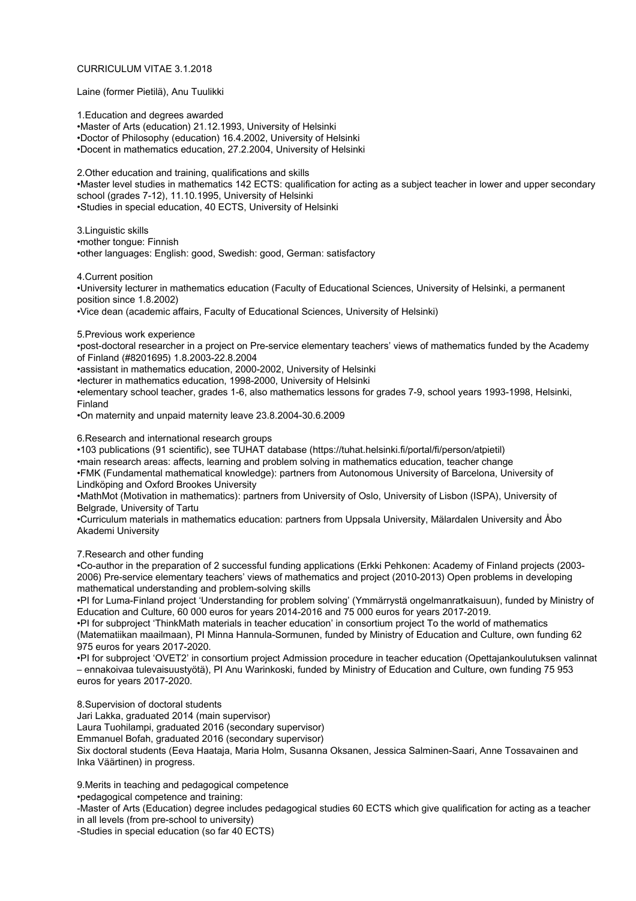CURRICULUM VITAE 3.1.2018

Laine (former Pietilä), Anu Tuulikki

## 1. Education and degrees awarded

- Master of Arts (education) 21.12.1993, University of Helsinki
- Doctor of Philosophy (education) 16.4.2002, University of Helsinki
- Docent in mathematics education, 27.2.2004, University of Helsinki

## 2. Other education and training, qualifications and skills

- Master level studies in mathematics 142 ECTS: qualification for acting as a subject teacher in lower and upper secondary school (grades 7-12), 11.10.1995, University of Helsinki
- Studies in special education, 40 ECTS, University of Helsinki

## 3. Linguistic skills

- mother tongue: Finnish
- other languages: English: good, Swedish: good, German: satisfactory

## 4. Current position

- University lecturer in mathematics education (Faculty of Educational Sciences, University of Helsinki, a permanent position since 1.8.2002)
- Vice dean (academic affairs, Faculty of Educational Sciences, University of Helsinki)

## 5. Previous work experience

- post-doctoral researcher in a project on Pre-service elementary teachers' views of mathematics funded by the Academy of Finland (#8201695) 1.8.2003-22.8.2004
- assistant in mathematics education, 2000-2002, University of Helsinki
- lecturer in mathematics education, 1998-2000, University of Helsinki
- elementary school teacher, grades 1-6, also mathematics lessons for grades 7-9, school years 1993-1998, Helsinki, Finland
- On maternity and unpaid maternity leave 23.8.2004-30.6.2009

## 6. Research and international research groups

- 103 publications (91 scientific), see TUHAT database (https://tuhat.helsinki.fi/portal/fi/person/atpietil)
- main research areas: affects, learning and problem solving in mathematics education, teacher change
- FMK (Fundamental mathematical knowledge): partners from Autonomous University of Barcelona, University of Lindköping and Oxford Brookes University
- MathMot (Motivation in mathematics): partners from University of Oslo, University of Lisbon (ISPA), University of Belgrade, University of Tartu
- Curriculum materials in mathematics education: partners from Uppsala University, Mälardalen University and Åbo Akademi University

## 7. Research and other funding

- Co-author in the preparation of 2 successful funding applications (Erkki Pehkonen: Academy of Finland projects (2003-2006) Pre-service elementary teachers' views of mathematics and project (2010-2013) Open problems in developing mathematical understanding and problem-solving skills
- PI for Luma-Finland project 'Understanding for problem solving' (Ymmärrystä ongelmanratkaisuun), funded by Ministry of Education and Culture, 60 000 euros for years 2014-2016 and 75 000 euros for years 2017-2019.
- PI for subproject 'ThinkMath materials in teacher education' in consortium project To the world of mathematics (Matematiikan maailmaan), PI Minna Hannula-Sormunen, funded by Ministry of Education and Culture, own funding 62 975 euros for years 2017-2020.
- PI for subproject 'OVET2' in consortium project Admission procedure in teacher education (Opettajankoulutuksen valinnat – ennakoivaa tulevaisuustyötä), PI Anu Warinkoski, funded by Ministry of Education and Culture, own funding 75 953 euros for years 2017-2020.

## 8. Supervision of doctoral students

Jari Lakka, graduated 2014 (main supervisor)
Laura Tuohilampi, graduated 2016 (secondary supervisor)
Emmanuel Bofah, graduated 2016 (secondary supervisor)
Six doctoral students (Eeva Haataja, Maria Holm, Susanna Oksanen, Jessica Salminen-Saari, Anne Tossavainen and Inka Väärtinen) in progress.

## 9. Merits in teaching and pedagogical competence

- pedagogical competence and training:
  - Master of Arts (Education) degree includes pedagogical studies 60 ECTS which give qualification for acting as a teacher in all levels (from pre-school to university)
  - Studies in special education (so far 40 ECTS)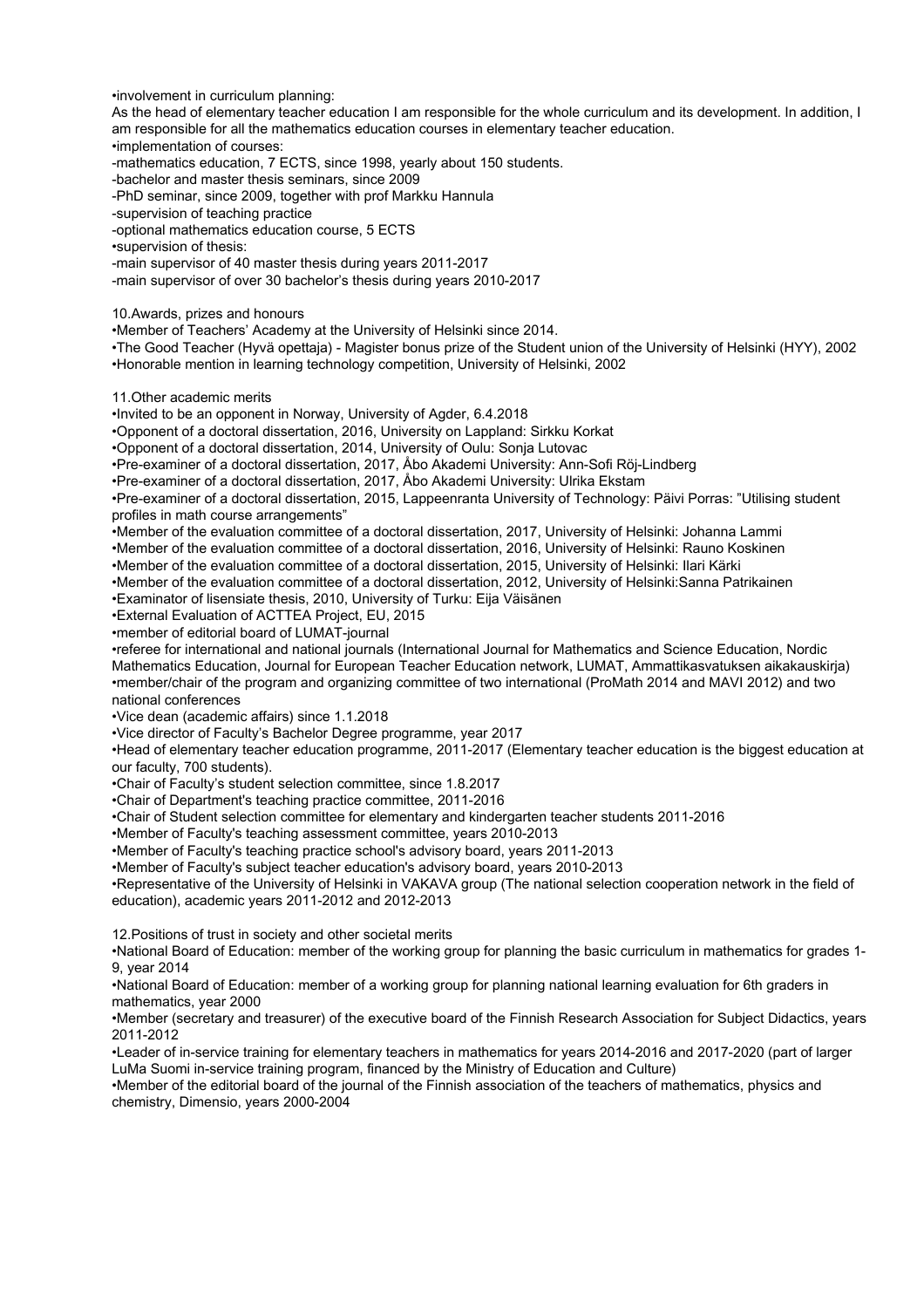•involvement in curriculum planning:

As the head of elementary teacher education I am responsible for the whole curriculum and its development. In addition, I am responsible for all the mathematics education courses in elementary teacher education.

•implementation of courses:

- mathematics education, 7 ECTS, since 1998, yearly about 150 students.
- bachelor and master thesis seminars, since 2009
- PhD seminar, since 2009, together with prof Markku Hannula
- supervision of teaching practice
- optional mathematics education course, 5 ECTS

•supervision of thesis:

- main supervisor of 40 master thesis during years 2011-2017
- main supervisor of over 30 bachelor's thesis during years 2010-2017

## 10. Awards, prizes and honours

- Member of Teachers' Academy at the University of Helsinki since 2014.
- The Good Teacher (Hyvä opettaja) - Magister bonus prize of the Student union of the University of Helsinki (HYY), 2002
- Honorable mention in learning technology competition, University of Helsinki, 2002

## 11. Other academic merits

- Invited to be an opponent in Norway, University of Agder, 6.4.2018
- Opponent of a doctoral dissertation, 2016, University on Lappland: Sirkku Korkat
- Opponent of a doctoral dissertation, 2014, University of Oulu: Sonja Lutovac
- Pre-examiner of a doctoral dissertation, 2017, Åbo Akademi University: Ann-Sofi Röj-Lindberg
- Pre-examiner of a doctoral dissertation, 2017, Åbo Akademi University: Ulrika Ekstam
- Pre-examiner of a doctoral dissertation, 2015, Lappeenranta University of Technology: Päivi Porras: "Utilising student profiles in math course arrangements"
- Member of the evaluation committee of a doctoral dissertation, 2017, University of Helsinki: Johanna Lammi
- Member of the evaluation committee of a doctoral dissertation, 2016, University of Helsinki: Rauno Koskinen
- Member of the evaluation committee of a doctoral dissertation, 2015, University of Helsinki: Ilari Kärki
- Member of the evaluation committee of a doctoral dissertation, 2012, University of Helsinki:Sanna Patrikainen
- Examinator of lisensiate thesis, 2010, University of Turku: Eija Väisänen
- External Evaluation of ACTTEA Project, EU, 2015
- member of editorial board of LUMAT-journal
- referee for international and national journals (International Journal for Mathematics and Science Education, Nordic Mathematics Education, Journal for European Teacher Education network, LUMAT, Ammattikasvatuksen aikakauskirja)
- member/chair of the program and organizing committee of two international (ProMath 2014 and MAVI 2012) and two national conferences
- Vice dean (academic affairs) since 1.1.2018
- Vice director of Faculty's Bachelor Degree programme, year 2017
- Head of elementary teacher education programme, 2011-2017 (Elementary teacher education is the biggest education at our faculty, 700 students).
- Chair of Faculty's student selection committee, since 1.8.2017
- Chair of Department's teaching practice committee, 2011-2016
- Chair of Student selection committee for elementary and kindergarten teacher students 2011-2016
- Member of Faculty's teaching assessment committee, years 2010-2013
- Member of Faculty's teaching practice school's advisory board, years 2011-2013
- Member of Faculty's subject teacher education's advisory board, years 2010-2013
- Representative of the University of Helsinki in VAKAVA group (The national selection cooperation network in the field of education), academic years 2011-2012 and 2012-2013

## 12. Positions of trust in society and other societal merits

- National Board of Education: member of the working group for planning the basic curriculum in mathematics for grades 1-9, year 2014
- National Board of Education: member of a working group for planning national learning evaluation for 6th graders in mathematics, year 2000
- Member (secretary and treasurer) of the executive board of the Finnish Research Association for Subject Didactics, years 2011-2012
- Leader of in-service training for elementary teachers in mathematics for years 2014-2016 and 2017-2020 (part of larger LuMa Suomi in-service training program, financed by the Ministry of Education and Culture)
- Member of the editorial board of the journal of the Finnish association of the teachers of mathematics, physics and chemistry, Dimensio, years 2000-2004